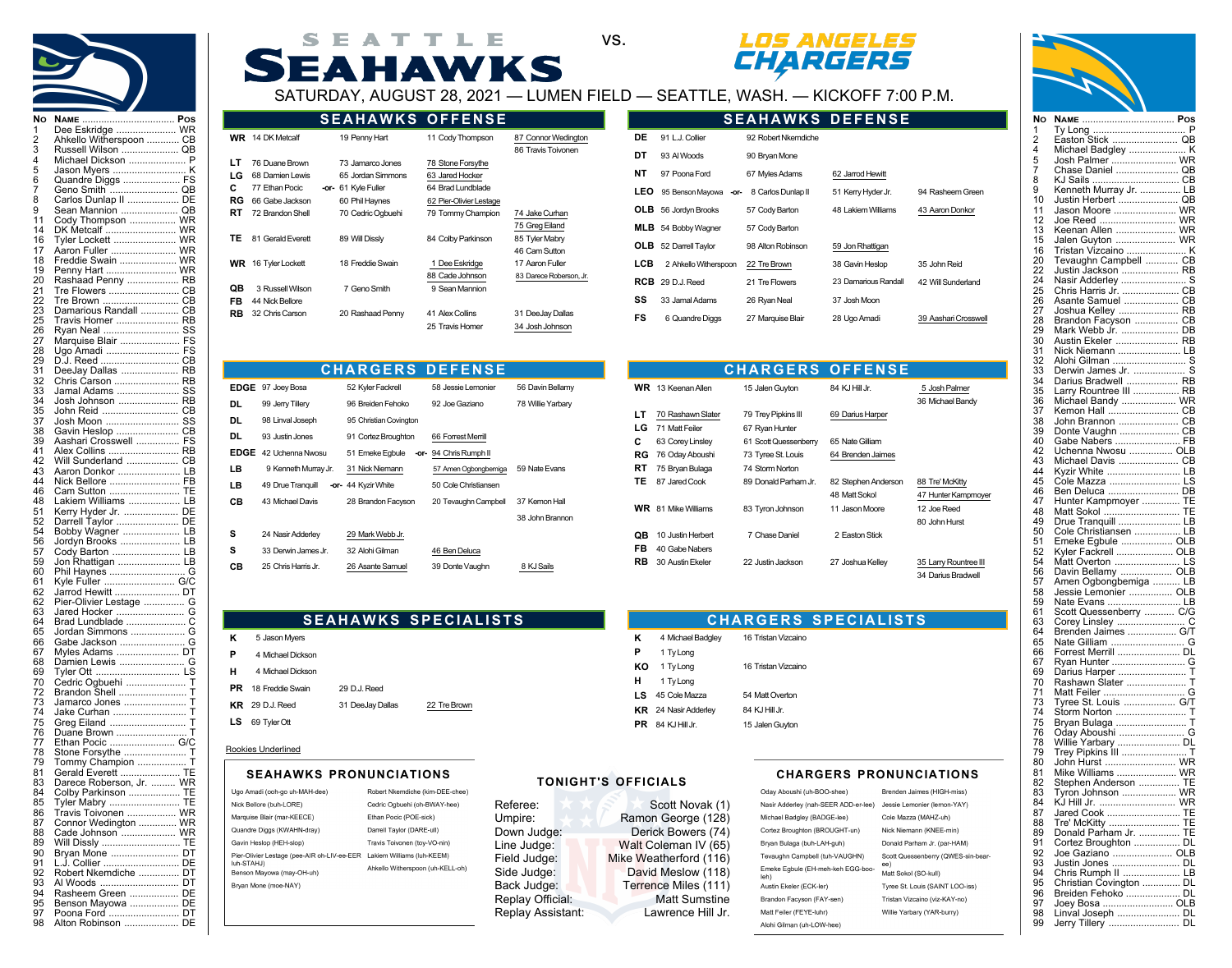# SEATTLE SEAHAWKS vs. LOS ANGELES CHARGERS

SATURDAY, AUGUST 28, 2021 — LUMEN FIELD — SEATTLE, WASH. — KICKOFF 7:00 P.M.

## Seahawks Roster

| No | Name | Pos |
|---|---|---|
| 1 | Dee Eskridge | WR |
| 2 | Ahkello Witherspoon | CB |
| 3 | Russell Wilson | QB |
| 4 | Michael Dickson | P |
| 5 | Jason Myers | K |
| 6 | Quandre Diggs | FS |
| 7 | Geno Smith | QB |
| 8 | Carlos Dunlap II | DE |
| 9 | Sean Mannion | QB |
| 11 | Cody Thompson | WR |
| 14 | DK Metcalf | WR |
| 16 | Tyler Lockett | WR |
| 17 | Aaron Fuller | WR |
| 18 | Freddie Swain | WR |
| 19 | Penny Hart | WR |
| 20 | Rashaad Penny | RB |
| 21 | Tre Flowers | CB |
| 22 | Tre Brown | CB |
| 23 | Damarious Randall | CB |
| 25 | Travis Homer | RB |
| 26 | Ryan Neal | SS |
| 27 | Marquise Blair | FS |
| 28 | Ugo Amadi | FS |
| 29 | D.J. Reed | CB |
| 31 | DeeJay Dallas | RB |
| 32 | Chris Carson | RB |
| 33 | Jamal Adams | SS |
| 34 | Josh Johnson | RB |
| 35 | John Reid | CB |
| 37 | Josh Moon | SS |
| 38 | Gavin Heslop | CB |
| 39 | Aashari Crosswell | FS |
| 41 | Alex Collins | RB |
| 42 | Will Sunderland | CB |
| 43 | Aaron Donkor | LB |
| 44 | Nick Bellore | FB |
| 46 | Cam Sutton | TE |
| 48 | Lakiem Williams | LB |
| 51 | Kerry Hyder Jr. | DE |
| 52 | Darrell Taylor | DE |
| 54 | Bobby Wagner | LB |
| 56 | Jordyn Brooks | LB |
| 57 | Cody Barton | LB |
| 59 | Jon Rhattigan | LB |
| 60 | Phil Haynes | G |
| 61 | Kyle Fuller | G/C |
| 62 | Jarrod Hewitt | DT |
| 62 | Pier-Olivier Lestage | G |
| 63 | Jared Hocker | G |
| 64 | Brad Lundblade | C |
| 65 | Jordan Simmons | G |
| 66 | Gabe Jackson | G |
| 67 | Myles Adams | DT |
| 68 | Damien Lewis | G |
| 69 | Tyler Ott | LS |
| 70 | Cedric Ogbuehi | T |
| 72 | Brandon Shell | T |
| 73 | Jamarco Jones | T |
| 74 | Jake Curhan | T |
| 75 | Greg Eiland | T |
| 76 | Duane Brown | T |
| 77 | Ethan Pocic | G/C |
| 78 | Stone Forsythe | T |
| 79 | Tommy Champion | T |
| 81 | Gerald Everett | TE |
| 83 | Darece Roberson, Jr. | WR |
| 84 | Colby Parkinson | TE |
| 85 | Tyler Mabry | TE |
| 86 | Travis Toivonen | WR |
| 87 | Connor Wedington | WR |
| 88 | Cade Johnson | WR |
| 89 | Will Dissly | TE |
| 90 | Bryan Mone | DT |
| 91 | L.J. Collier | DE |
| 92 | Robert Nkemdiche | DT |
| 93 | Al Woods | DT |
| 94 | Rasheem Green | DE |
| 95 | Benson Mayowa | DE |
| 97 | Poona Ford | DT |
| 98 | Alton Robinson | DE |

## SEAHAWKS OFFENSE

| Pos | 1st | 2nd | 3rd | 4th |
|---|---|---|---|---|
| WR | 14 DK Metcalf | 19 Penny Hart | 11 Cody Thompson | 87 Connor Wedington, 86 Travis Toivonen |
| LT | 76 Duane Brown | 73 Jamarco Jones | 78 Stone Forsythe | |
| LG | 68 Damien Lewis | 65 Jordan Simmons | 63 Jared Hocker | |
| C | 77 Ethan Pocic -or- 61 Kyle Fuller | | 64 Brad Lundblade | |
| RG | 66 Gabe Jackson | 60 Phil Haynes | 62 Pier-Olivier Lestage | |
| RT | 72 Brandon Shell | 70 Cedric Ogbuehi | 79 Tommy Champion | 74 Jake Curhan, 75 Greg Eiland |
| TE | 81 Gerald Everett | 89 Will Dissly | 84 Colby Parkinson | 85 Tyler Mabry, 46 Cam Sutton |
| WR | 16 Tyler Lockett | 18 Freddie Swain | 1 Dee Eskridge, 88 Cade Johnson | 17 Aaron Fuller, 83 Darece Roberson, Jr. |
| QB | 3 Russell Wilson | 7 Geno Smith | 9 Sean Mannion | |
| FB | 44 Nick Bellore | | | |
| RB | 32 Chris Carson | 20 Rashaad Penny | 41 Alex Collins, 25 Travis Homer | 31 DeeJay Dallas, 34 Josh Johnson |

## SEAHAWKS DEFENSE

| Pos | 1st | 2nd | 3rd | 4th |
|---|---|---|---|---|
| DE | 91 L.J. Collier | 92 Robert Nkemdiche | | |
| DT | 93 Al Woods | 90 Bryan Mone | | |
| NT | 97 Poona Ford | 67 Myles Adams | 62 Jarrod Hewitt | |
| LEO | 95 Benson Mayowa -or- 8 Carlos Dunlap II | | 51 Kerry Hyder Jr. | 94 Rasheem Green |
| OLB | 56 Jordyn Brooks | 57 Cody Barton | 48 Lakiem Williams | 43 Aaron Donkor |
| MLB | 54 Bobby Wagner | 57 Cody Barton | | |
| OLB | 52 Darrell Taylor | 98 Alton Robinson | 59 Jon Rhattigan | |
| LCB | 2 Ahkello Witherspoon | 22 Tre Brown | 38 Gavin Heslop | 35 John Reid |
| RCB | 29 D.J. Reed | 21 Tre Flowers | 23 Damarious Randall | 42 Will Sunderland |
| SS | 33 Jamal Adams | 26 Ryan Neal | 37 Josh Moon | |
| FS | 6 Quandre Diggs | 27 Marquise Blair | 28 Ugo Amadi | 39 Aashari Crosswell |

## CHARGERS DEFENSE

| Pos | 1st | 2nd | 3rd | 4th |
|---|---|---|---|---|
| EDGE | 97 Joey Bosa | 52 Kyler Fackrell | 58 Jessie Lemonier | 56 Davin Bellamy |
| DL | 99 Jerry Tillery | 96 Breiden Fehoko | 92 Joe Gaziano | 78 Willie Yarbary |
| DL | 98 Linval Joseph | 95 Christian Covington | | |
| DL | 93 Justin Jones | 91 Cortez Broughton | 66 Forrest Merrill | |
| EDGE | 42 Uchenna Nwosu | 51 Emeke Egbule -or- 94 Chris Rumph II | | 59 Nate Evans |
| LB | 9 Kenneth Murray Jr. | 31 Nick Niemann | 57 Amen Ogbongbemiga | 59 Nate Evans |
| LB | 49 Drue Tranquill -or- 44 Kyzir White | | 50 Cole Christiansen | |
| CB | 43 Michael Davis | 28 Brandon Facyson | 20 Tevaughn Campbell | 37 Kemon Hall, 38 John Brannon |
| S | 24 Nasir Adderley | 29 Mark Webb Jr. | | |
| S | 33 Derwin James Jr. | 32 Alohi Gilman | 46 Ben Deluca | |
| CB | 25 Chris Harris Jr. | 26 Asante Samuel | 39 Donte Vaughn | 8 KJ Sails |

## CHARGERS OFFENSE

| Pos | 1st | 2nd | 3rd | 4th |
|---|---|---|---|---|
| WR | 13 Keenan Allen | 15 Jalen Guyton | 84 KJ Hill Jr. | 5 Josh Palmer, 36 Michael Bandy |
| LT | 70 Rashawn Slater | 79 Trey Pipkins III | 69 Darius Harper | |
| LG | 71 Matt Feiler | 67 Ryan Hunter | | |
| C | 63 Corey Linsley | 61 Scott Quessenberry | 65 Nate Gilliam | |
| RG | 76 Oday Aboushi | 73 Tyree St. Louis | 64 Brenden Jaimes | |
| RT | 75 Bryan Bulaga | 74 Storm Norton | | |
| TE | 87 Jared Cook | 89 Donald Parham Jr. | 82 Stephen Anderson, 48 Matt Sokol | 88 Tre' McKitty, 47 Hunter Kampmoyer |
| WR | 81 Mike Williams | 83 Tyron Johnson | 11 Jason Moore | 12 Joe Reed, 80 John Hurst |
| QB | 10 Justin Herbert | 7 Chase Daniel | 2 Easton Stick | |
| FB | 40 Gabe Nabers | | | |
| RB | 30 Austin Ekeler | 22 Justin Jackson | 27 Joshua Kelley | 35 Larry Rountree III, 34 Darius Bradwell |

## SEAHAWKS SPECIALISTS

| Pos | 1st | 2nd | 3rd |
|---|---|---|---|
| K | 5 Jason Myers | | |
| P | 4 Michael Dickson | | |
| H | 4 Michael Dickson | | |
| PR | 18 Freddie Swain | 29 D.J. Reed | |
| KR | 29 D.J. Reed | 31 DeeJay Dallas | 22 Tre Brown |
| LS | 69 Tyler Ott | | |

Rookies Underlined

## CHARGERS SPECIALISTS

| Pos | 1st | 2nd |
|---|---|---|
| K | 4 Michael Badgley | 16 Tristan Vizcaino |
| P | 1 Ty Long | |
| KO | 1 Ty Long | 16 Tristan Vizcaino |
| H | 1 Ty Long | |
| LS | 45 Cole Mazza | 54 Matt Overton |
| KR | 24 Nasir Adderley | 84 KJ Hill Jr. |
| PR | 84 KJ Hill Jr. | 15 Jalen Guyton |

## SEAHAWKS PRONUNCIATIONS

- Ugo Amadi (ooh-go uh-MAH-dee)
- Nick Bellore (buh-LORE)
- Marquise Blair (mar-KEECE)
- Quandre Diggs (KWAHN-dray)
- Gavin Heslop (HEH-slop)
- Pier-Olivier Lestage (pee-AIR oh-LIV-ee-EER luh-STAHJ)
- Benson Mayowa (may-OH-uh)
- Bryan Mone (moe-NAY)
- Robert Nkemdiche (kim-DEE-chee)
- Cedric Ogbuehi (oh-BWAY-hee)
- Ethan Pocic (POE-sick)
- Darrell Taylor (DARE-ull)
- Travis Toivonen (toy-VO-nin)
- Lakiem Williams (luh-KEEM)
- Ahkello Witherspoon (uh-KELL-oh)

## TONIGHT'S OFFICIALS

| Position | Official |
|---|---|
| Referee: | Scott Novak (1) |
| Umpire: | Ramon George (128) |
| Down Judge: | Derick Bowers (74) |
| Line Judge: | Walt Coleman IV (65) |
| Field Judge: | Mike Weatherford (116) |
| Side Judge: | David Meslow (118) |
| Back Judge: | Terrence Miles (111) |
| Replay Official: | Matt Sumstine |
| Replay Assistant: | Lawrence Hill Jr. |

## CHARGERS PRONUNCIATIONS

- Oday Aboushi (uh-BOO-shee)
- Nasir Adderley (nah-SEER ADD-er-lee)
- Michael Badgley (BADGE-lee)
- Cortez Broughton (BROUGHT-un)
- Bryan Bulaga (buh-LAH-guh)
- Tevaughn Campbell (tuh-VAUGHN)
- Emeke Egbule (EH-meh-keh EGG-boo-leh)
- Austin Ekeler (ECK-ler)
- Brandon Facyson (FAY-sen)
- Matt Feiler (FEYE-luhr)
- Alohi Gilman (uh-LOW-hee)
- Brenden Jaimes (HIGH-miss)
- Jessie Lemonier (lemon-YAY)
- Cole Mazza (MAHZ-uh)
- Nick Niemann (KNEE-min)
- Donald Parham Jr. (par-HAM)
- Scott Quessenberry (QWES-sin-bear-ee)
- Matt Sokol (SO-kull)
- Tyree St. Louis (SAINT LOO-iss)
- Tristan Vizcaino (viz-KAY-no)
- Willie Yarbary (YAR-burry)

## Chargers Roster

| No | Name | Pos |
|---|---|---|
| 1 | Ty Long | P |
| 2 | Easton Stick | QB |
| 4 | Michael Badgley | K |
| 5 | Josh Palmer | WR |
| 7 | Chase Daniel | QB |
| 8 | KJ Sails | CB |
| 9 | Kenneth Murray Jr. | LB |
| 10 | Justin Herbert | QB |
| 11 | Jason Moore | WR |
| 12 | Joe Reed | WR |
| 13 | Keenan Allen | WR |
| 15 | Jalen Guyton | WR |
| 16 | Tristan Vizcaino | K |
| 20 | Tevaughn Campbell | CB |
| 22 | Justin Jackson | RB |
| 24 | Nasir Adderley | S |
| 25 | Chris Harris Jr. | CB |
| 26 | Asante Samuel | CB |
| 27 | Joshua Kelley | RB |
| 28 | Brandon Facyson | CB |
| 29 | Mark Webb Jr. | DB |
| 30 | Austin Ekeler | RB |
| 31 | Nick Niemann | LB |
| 32 | Alohi Gilman | S |
| 33 | Derwin James Jr. | S |
| 34 | Darius Bradwell | RB |
| 35 | Larry Rountree III | RB |
| 36 | Michael Bandy | WR |
| 37 | Kemon Hall | CB |
| 38 | John Brannon | CB |
| 39 | Donte Vaughn | CB |
| 40 | Gabe Nabers | FB |
| 42 | Uchenna Nwosu | OLB |
| 43 | Michael Davis | CB |
| 44 | Kyzir White | LB |
| 45 | Cole Mazza | LS |
| 46 | Ben Deluca | DB |
| 47 | Hunter Kampmoyer | TE |
| 48 | Matt Sokol | TE |
| 49 | Drue Tranquill | LB |
| 50 | Cole Christiansen | LB |
| 51 | Emeke Egbule | OLB |
| 52 | Kyler Fackrell | OLB |
| 54 | Matt Overton | LS |
| 56 | Davin Bellamy | OLB |
| 57 | Amen Ogbongbemiga | LB |
| 58 | Jessie Lemonier | OLB |
| 59 | Nate Evans | LB |
| 61 | Scott Quessenberry | C/G |
| 63 | Corey Linsley | C |
| 64 | Brenden Jaimes | G/T |
| 65 | Nate Gilliam | G |
| 66 | Forrest Merrill | DL |
| 67 | Ryan Hunter | G |
| 69 | Darius Harper | T |
| 70 | Rashawn Slater | T |
| 71 | Matt Feiler | G |
| 73 | Tyree St. Louis | G/T |
| 74 | Storm Norton | T |
| 75 | Bryan Bulaga | T |
| 76 | Oday Aboushi | G |
| 78 | Willie Yarbary | DL |
| 79 | Trey Pipkins III | T |
| 80 | John Hurst | WR |
| 81 | Mike Williams | WR |
| 82 | Stephen Anderson | TE |
| 83 | Tyron Johnson | WR |
| 84 | KJ Hill Jr. | WR |
| 87 | Jared Cook | TE |
| 88 | Tre' McKitty | TE |
| 89 | Donald Parham Jr. | TE |
| 91 | Cortez Broughton | DL |
| 92 | Joe Gaziano | OLB |
| 93 | Justin Jones | DL |
| 94 | Chris Rumph II | LB |
| 95 | Christian Covington | DL |
| 96 | Breiden Fehoko | DL |
| 97 | Joey Bosa | OLB |
| 98 | Linval Joseph | DL |
| 99 | Jerry Tillery | DL |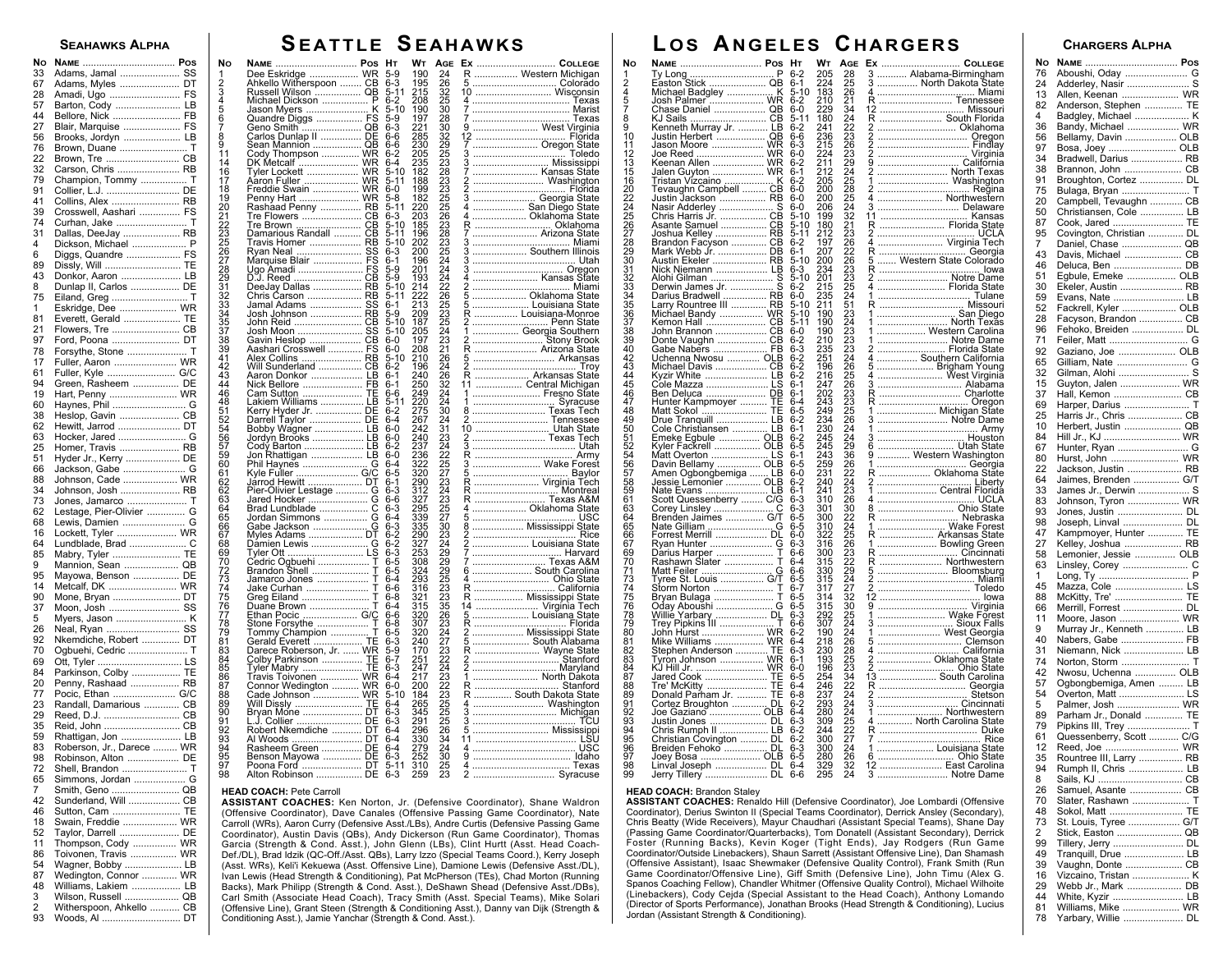## SEAHAWKS ALPHA

| No | Name | Pos |
|---|---|---|
| 33 | Adams, Jamal | SS |
| 67 | Adams, Myles | DT |
| 28 | Amadi, Ugo | FS |
| 57 | Barton, Cody | LB |
| 44 | Bellore, Nick | FB |
| 27 | Blair, Marquise | FS |
| 56 | Brooks, Jordyn | LB |
| 76 | Brown, Duane | T |
| 22 | Brown, Tre | CB |
| 32 | Carson, Chris | RB |
| 79 | Champion, Tommy | T |
| 91 | Collier, L.J. | DE |
| 41 | Collins, Alex | RB |
| 39 | Crosswell, Aashari | FS |
| 74 | Curhan, Jake | T |
| 31 | Dallas, DeeJay | RB |
| 4 | Dickson, Michael | P |
| 6 | Diggs, Quandre | FS |
| 89 | Dissly, Will | TE |
| 43 | Donkor, Aaron | LB |
| 8 | Dunlap II, Carlos | DE |
| 75 | Eiland, Greg | T |
| 1 | Eskridge, Dee | WR |
| 81 | Everett, Gerald | TE |
| 21 | Flowers, Tre | CB |
| 97 | Ford, Poona | DT |
| 78 | Forsythe, Stone | T |
| 17 | Fuller, Aaron | WR |
| 61 | Fuller, Kyle | G/C |
| 94 | Green, Rasheem | DE |
| 19 | Hart, Penny | WR |
| 60 | Haynes, Phil | G |
| 38 | Heslop, Gavin | CB |
| 62 | Hewitt, Jarrod | DT |
| 63 | Hocker, Jared | G |
| 25 | Homer, Travis | RB |
| 51 | Hyder Jr., Kerry | DE |
| 66 | Jackson, Gabe | G |
| 88 | Johnson, Cade | WR |
| 34 | Johnson, Josh | RB |
| 73 | Jones, Jamarco | T |
| 62 | Lestage, Pier-Olivier | G |
| 68 | Lewis, Damien | G |
| 16 | Lockett, Tyler | WR |
| 64 | Lundblade, Brad | C |
| 85 | Mabry, Tyler | TE |
| 9 | Mannion, Sean | QB |
| 95 | Mayowa, Benson | DE |
| 14 | Metcalf, DK | WR |
| 90 | Mone, Bryan | DT |
| 37 | Moon, Josh | SS |
| 5 | Myers, Jason | K |
| 26 | Neal, Ryan | SS |
| 92 | Nkemdiche, Robert | DT |
| 70 | Ogbuehi, Cedric | T |
| 69 | Ott, Tyler | LS |
| 84 | Parkinson, Colby | TE |
| 20 | Penny, Rashaad | RB |
| 77 | Pocic, Ethan | G/C |
| 23 | Randall, Damarious | CB |
| 29 | Reed, D.J. | CB |
| 35 | Reid, John | CB |
| 59 | Rhattigan, Jon | LB |
| 83 | Roberson, Jr., Darece | WR |
| 98 | Robinson, Alton | DE |
| 72 | Shell, Brandon | T |
| 65 | Simmons, Jordan | G |
| 7 | Smith, Geno | QB |
| 42 | Sunderland, Will | CB |
| 46 | Sutton, Cam | TE |
| 18 | Swain, Freddie | WR |
| 52 | Taylor, Darrell | DE |
| 11 | Thompson, Cody | WR |
| 86 | Toivonen, Travis | WR |
| 54 | Wagner, Bobby | LB |
| 87 | Wedington, Connor | WR |
| 48 | Williams, Lakiem | LB |
| 3 | Wilson, Russell | QB |
| 2 | Witherspoon, Ahkello | CB |
| 93 | Woods, Al | DT |

## SEATTLE SEAHAWKS

| No | Name | Pos | Ht | Wt | Age | Ex | College |
|---|---|---|---|---|---|---|---|
| 1 | Dee Eskridge | WR | 5-9 | 190 | 24 | R | Western Michigan |
| 2 | Ahkello Witherspoon | CB | 6-3 | 195 | 26 | 5 | Colorado |
| 3 | Russell Wilson | QB | 5-11 | 215 | 32 | 10 | Wisconsin |
| 4 | Michael Dickson | P | 6-2 | 208 | 25 | 4 | Texas |
| 5 | Jason Myers | K | 5-10 | 190 | 30 | 7 | Marist |
| 6 | Quandre Diggs | FS | 5-9 | 197 | 28 | 7 | Texas |
| 7 | Geno Smith | QB | 6-3 | 221 | 30 | 9 | West Virginia |
| 8 | Carlos Dunlap II | DE | 6-6 | 285 | 32 | 12 | Florida |
| 9 | Sean Mannion | QB | 6-6 | 230 | 29 | 7 | Oregon State |
| 11 | Cody Thompson | WR | 6-2 | 205 | 25 | 3 | Toledo |
| 14 | DK Metcalf | WR | 6-4 | 235 | 23 | 3 | Mississippi |
| 16 | Tyler Lockett | WR | 5-10 | 182 | 28 | 7 | Kansas State |
| 17 | Aaron Fuller | WR | 5-11 | 188 | 23 | 2 | Washington |
| 18 | Freddie Swain | WR | 6-0 | 199 | 23 | 2 | Florida |
| 19 | Penny Hart | WR | 5-8 | 182 | 25 | 3 | Georgia State |
| 20 | Rashaad Penny | RB | 5-11 | 220 | 25 | 4 | San Diego State |
| 21 | Tre Flowers | CB | 6-3 | 203 | 26 | 4 | Oklahoma State |
| 22 | Tre Brown | CB | 5-10 | 185 | 23 | R | Oklahoma |
| 23 | Damarious Randall | CB | 5-11 | 196 | 28 | 7 | Arizona State |
| 25 | Travis Homer | RB | 5-10 | 202 | 23 | 3 | Miami |
| 26 | Ryan Neal | SS | 6-3 | 200 | 25 | 3 | Southern Illinois |
| 27 | Marquise Blair | FS | 6-1 | 196 | 24 | 3 | Utah |
| 28 | Ugo Amadi | FS | 5-9 | 201 | 24 | 3 | Oregon |
| 29 | D.J. Reed | CB | 5-9 | 193 | 24 | 4 | Kansas State |
| 31 | DeeJay Dallas | RB | 5-10 | 214 | 22 | 2 | Miami |
| 32 | Chris Carson | RB | 5-11 | 222 | 26 | 5 | Oklahoma State |
| 33 | Jamal Adams | SS | 6-1 | 213 | 25 | 5 | Louisiana State |
| 34 | Josh Johnson | RB | 5-9 | 209 | 23 | R | Louisiana-Monroe |
| 35 | John Reid | CB | 5-10 | 187 | 25 | 2 | Penn State |
| 37 | Josh Moon | SS | 5-10 | 205 | 24 | 1 | Georgia Southern |
| 38 | Gavin Heslop | CB | 6-0 | 197 | 23 | 2 | Stony Brook |
| 39 | Aashari Crosswell | FS | 6-0 | 208 | 21 | R | Arizona State |
| 41 | Alex Collins | RB | 5-10 | 210 | 26 | 5 | Arkansas |
| 42 | Will Sunderland | CB | 6-2 | 196 | 24 | 2 | Troy |
| 43 | Aaron Donkor | LB | 6-1 | 240 | 26 | R | Arkansas State |
| 44 | Nick Bellore | FB | 6-1 | 250 | 32 | 11 | Central Michigan |
| 46 | Cam Sutton | TE | 6-6 | 249 | 24 | 1 | Fresno State |
| 48 | Lakiem Williams | LB | 5-11 | 220 | 24 | 1 | Syracuse |
| 51 | Kerry Hyder Jr. | DE | 6-2 | 275 | 30 | 8 | Texas Tech |
| 52 | Darrell Taylor | DE | 6-4 | 267 | 24 | 2 | Tennessee |
| 54 | Bobby Wagner | LB | 6-0 | 242 | 31 | 10 | Utah State |
| 56 | Jordyn Brooks | LB | 6-0 | 240 | 23 | 2 | Texas Tech |
| 57 | Cody Barton | LB | 6-2 | 237 | 24 | 3 | Utah |
| 59 | Jon Rhattigan | LB | 6-0 | 236 | 22 | R | Army |
| 60 | Phil Haynes | G | 6-4 | 322 | 25 | 3 | Wake Forest |
| 61 | Kyle Fuller | G/C | 6-5 | 320 | 27 | 5 | Baylor |
| 62 | Jarrod Hewitt | DT | 6-1 | 290 | 23 | R | Virginia Tech |
| 62 | Pier-Olivier Lestage | G | 6-3 | 312 | 24 | R | Montreal |
| 63 | Jared Hocker | G | 6-6 | 327 | 23 | R | Texas A&M |
| 64 | Brad Lundblade | C | 6-3 | 295 | 25 | 4 | Oklahoma State |
| 65 | Jordan Simmons | G | 6-4 | 339 | 27 | 5 | USC |
| 66 | Gabe Jackson | G | 6-3 | 335 | 30 | 8 | Mississippi State |
| 67 | Myles Adams | DT | 6-2 | 290 | 23 | 2 | Rice |
| 68 | Damien Lewis | G | 6-2 | 327 | 24 | 2 | Louisiana State |
| 69 | Tyler Ott | LS | 6-3 | 253 | 29 | 7 | Harvard |
| 70 | Cedric Ogbuehi | T | 6-5 | 308 | 29 | 7 | Texas A&M |
| 72 | Brandon Shell | T | 6-5 | 324 | 29 | 6 | South Carolina |
| 73 | Jamarco Jones | T | 6-4 | 293 | 25 | 4 | Ohio State |
| 74 | Jake Curhan | T | 6-6 | 316 | 23 | R | California |
| 75 | Greg Eiland | T | 6-8 | 321 | 23 | R | Mississippi State |
| 76 | Duane Brown | T | 6-4 | 315 | 35 | 14 | Virginia Tech |
| 77 | Ethan Pocic | G/C | 6-6 | 320 | 26 | 5 | Louisiana State |
| 78 | Stone Forsythe | T | 6-8 | 307 | 23 | R | Florida |
| 79 | Tommy Champion | T | 6-5 | 320 | 24 | 2 | Mississippi State |
| 81 | Gerald Everett | TE | 6-3 | 240 | 27 | 5 | South Alabama |
| 83 | Darece Roberson, Jr. | WR | 5-9 | 170 | 23 | R | Wayne State |
| 84 | Colby Parkinson | TE | 6-7 | 251 | 22 | 2 | Stanford |
| 85 | Tyler Mabry | TE | 6-3 | 247 | 24 | 2 | Maryland |
| 86 | Travis Toivonen | WR | 6-4 | 217 | 23 | 1 | North Dakota |
| 87 | Connor Wedington | WR | 6-0 | 200 | 22 | R | Stanford |
| 88 | Cade Johnson | WR | 5-10 | 184 | 23 | R | South Dakota State |
| 89 | Will Dissly | TE | 6-4 | 265 | 25 | 4 | Washington |
| 90 | Bryan Mone | DT | 6-3 | 345 | 25 | 3 | Michigan |
| 91 | L.J. Collier | DE | 6-3 | 291 | 25 | 3 | TCU |
| 92 | Robert Nkemdiche | DT | 6-4 | 296 | 26 | 5 | Mississippi |
| 93 | Al Woods | DT | 6-4 | 330 | 34 | 11 | LSU |
| 94 | Rasheem Green | DE | 6-4 | 279 | 24 | 4 | USC |
| 95 | Benson Mayowa | DE | 6-3 | 252 | 30 | 9 | Idaho |
| 97 | Poona Ford | DT | 5-11 | 310 | 25 | 4 | Texas |
| 98 | Alton Robinson | DE | 6-3 | 259 | 23 | 2 | Syracuse |

**HEAD COACH:** Pete Carroll

**ASSISTANT COACHES:** Ken Norton, Jr. (Defensive Coordinator), Shane Waldron (Offensive Coordinator), Dave Canales (Offensive Passing Game Coordinator), Nate Carroll (WRs), Aaron Curry (Defensive Asst./LBs), Andre Curtis (Defensive Passing Game Coordinator), Austin Davis (QBs), Andy Dickerson (Run Game Coordinator), Thomas Garcia (Strength & Cond. Asst.), John Glenn (LBs), Clint Hurtt (Asst. Head Coach-Def./DL), Brad Idzik (QC-Off./Asst. QBs), Larry Izzo (Special Teams Coord.), Kerry Joseph (Asst. WRs), Keli'i Kekuewa (Asst. Offensive Line), Damione Lewis (Defensive Asst./DL), Ivan Lewis (Head Strength & Conditioning), Pat McPherson (TEs), Chad Morton (Running Backs), Mark Philipp (Strength & Cond. Asst.), DeShawn Shead (Defensive Asst./DBs), Carl Smith (Associate Head Coach), Tracy Smith (Asst. Special Teams), Mike Solari (Offensive Line), Grant Steen (Strength & Conditioning Asst.), Danny van Dijk (Strength & Conditioning Asst.), Jamie Yanchar (Strength & Cond. Asst.).

## LOS ANGELES CHARGERS

| No | Name | Pos | Ht | Wt | Age | Ex | College |
|---|---|---|---|---|---|---|---|
| 1 | Ty Long | P | 6-2 | 205 | 28 | 3 | Alabama-Birmingham |
| 2 | Easton Stick | QB | 6-1 | 224 | 25 | 3 | North Dakota State |
| 4 | Michael Badgley | K | 5-10 | 183 | 26 | 4 | Miami |
| 5 | Josh Palmer | WR | 6-2 | 210 | 21 | R | Tennessee |
| 7 | Chase Daniel | QB | 6-0 | 229 | 34 | 12 | Missouri |
| 8 | KJ Sails | S | 5-11 | 180 | 24 | R | South Florida |
| 9 | Kenneth Murray Jr. | LB | 6-2 | 241 | 22 | 2 | Oklahoma |
| 10 | Justin Herbert | QB | 6-6 | 236 | 23 | 2 | Oregon |
| 11 | Jason Moore | WR | 6-3 | 215 | 26 | 2 | Findlay |
| 12 | Joe Reed | WR | 6-0 | 224 | 23 | 2 | Virginia |
| 13 | Keenan Allen | WR | 6-2 | 211 | 29 | 9 | California |
| 15 | Jalen Guyton | WR | 6-1 | 212 | 24 | 2 | North Texas |
| 16 | Tristan Vizcaino | K | 6-2 | 205 | 25 | 1 | Washington |
| 20 | Tevaughn Campbell | CB | 6-0 | 200 | 28 | 2 | Regina |
| 22 | Justin Jackson | RB | 6-0 | 200 | 25 | 4 | Northwestern |
| 24 | Nasir Adderley | S | 6-0 | 206 | 24 | 3 | Delaware |
| 25 | Chris Harris Jr. | CB | 5-10 | 199 | 32 | 11 | Kansas |
| 26 | Asante Samuel | CB | 5-10 | 180 | 21 | R | Florida State |
| 27 | Joshua Kelley | RB | 5-11 | 212 | 23 | 2 | UCLA |
| 28 | Brandon Facyson | CB | 6-2 | 197 | 26 | 4 | Virginia Tech |
| 29 | Mark Webb Jr. | DB | 6-1 | 207 | 22 | R | Georgia |
| 30 | Austin Ekeler | RB | 5-10 | 200 | 26 | 5 | Western State Colorado |
| 31 | Nick Niemann | LB | 6-3 | 234 | 23 | R | Iowa |
| 32 | Alohi Gilman | S | 5-10 | 201 | 23 | 2 | Notre Dame |
| 33 | Derwin James Jr. | S | 6-2 | 215 | 25 | 4 | Florida State |
| 34 | Darius Bradwell | RB | 6-0 | 235 | 24 | 1 | Tulane |
| 35 | Larry Rountree III | RB | 5-10 | 211 | 21 | R | Missouri |
| 36 | Michael Bandy | WR | 5-10 | 190 | 23 | 1 | San Diego |
| 37 | Kemon Hall | CB | 5-11 | 190 | 24 | 1 | North Texas |
| 38 | John Brannon | CB | 6-0 | 190 | 23 | 1 | Western Carolina |
| 39 | Donte Vaughn | CB | 6-2 | 210 | 23 | 1 | Notre Dame |
| 40 | Gabe Nabers | FB | 6-3 | 235 | 23 | 2 | Florida State |
| 42 | Uchenna Nwosu | OLB | 6-2 | 251 | 24 | 4 | Southern California |
| 43 | Michael Davis | CB | 6-2 | 196 | 26 | 5 | Brigham Young |
| 44 | Kyzir White | LB | 6-2 | 216 | 25 | 4 | West Virginia |
| 45 | Cole Mazza | LS | 6-1 | 247 | 26 | 3 | Alabama |
| 46 | Ben DeLuca | DB | 6-1 | 202 | 23 | R | Charlotte |
| 47 | Hunter Kampmoyer | TE | 6-4 | 243 | 23 | R | Oregon |
| 48 | Matt Sokol | TE | 6-5 | 249 | 25 | 1 | Michigan State |
| 49 | Drue Tranquill | LB | 6-2 | 234 | 26 | 3 | Notre Dame |
| 50 | Cole Christiansen | LB | 6-1 | 230 | 24 | 1 | Army |
| 51 | Emeke Egbule | OLB | 6-2 | 245 | 24 | 3 | Houston |
| 52 | Kyler Fackrell | OLB | 6-5 | 245 | 29 | 6 | Utah State |
| 53 | Matt Overton | LS | 6-1 | 243 | 36 | 9 | Western Washington |
| 56 | Davin Bellamy | OLB | 6-5 | 259 | 26 | 1 | Georgia |
| 57 | Amen Ogbongbemiga | LB | 6-0 | 231 | 22 | R | Oklahoma State |
| 58 | Jessie Lemonier | OLB | 6-2 | 240 | 24 | 2 | Liberty |
| 59 | Nate Evans | LB | 6-1 | 241 | 23 | 1 | Central Florida |
| 61 | Scott Quessenberry | C/G | 6-3 | 310 | 26 | 4 | UCLA |
| 63 | Corey Linsley | C | 6-3 | 301 | 30 | 8 | Ohio State |
| 64 | Brenden Jaimes | G/T | 6-5 | 300 | 22 | R | Nebraska |
| 65 | Nate Gilliam | G | 6-5 | 310 | 24 | 1 | Wake Forest |
| 66 | Forrest Merrill | DL | 6-0 | 322 | 25 | R | Arkansas State |
| 67 | Ryan Hunter | G | 6-3 | 316 | 26 | 1 | Bowling Green |
| 69 | Darius Harper | T | 6-6 | 300 | 23 | R | Cincinnati |
| 70 | Rashawn Slater | T | 6-4 | 315 | 22 | R | Northwestern |
| 71 | Matt Feiler | G | 6-6 | 330 | 29 | 5 | Bloomsburg |
| 73 | Tyree St. Louis | G/T | 6-5 | 315 | 24 | 2 | Miami |
| 74 | Storm Norton | T | 6-7 | 317 | 27 | 2 | Toledo |
| 75 | Bryan Bulaga | T | 6-5 | 314 | 32 | 12 | Iowa |
| 76 | Oday Aboushi | G | 6-5 | 315 | 30 | 9 | Virginia |
| 78 | Willie Yarbary | DL | 6-3 | 292 | 25 | 1 | Wake Forest |
| 79 | Trey Pipkins III | T | 6-6 | 307 | 24 | 3 | Sioux Falls |
| 80 | John Hurst | WR | 6-2 | 190 | 24 | 1 | West Georgia |
| 81 | Mike Williams | WR | 6-4 | 218 | 26 | 5 | Clemson |
| 82 | Stephen Anderson | TE | 6-3 | 230 | 28 | 4 | California |
| 83 | Tyron Johnson | WR | 6-1 | 193 | 25 | 2 | Oklahoma State |
| 84 | KJ Hill Jr. | WR | 6-0 | 196 | 23 | 2 | Ohio State |
| 87 | Jared Cook | TE | 6-5 | 254 | 34 | 13 | South Carolina |
| 88 | Tre' McKitty | TE | 6-4 | 246 | 22 | R | Georgia |
| 89 | Donald Parham Jr. | TE | 6-8 | 237 | 24 | 2 | Stetson |
| 91 | Cortez Broughton | DL | 6-2 | 293 | 24 | 3 | Cincinnati |
| 92 | Joe Gaziano | OLB | 6-4 | 280 | 24 | 1 | Northwestern |
| 93 | Justin Jones | DL | 6-3 | 309 | 25 | 4 | North Carolina State |
| 94 | Chris Rumph II | LB | 6-2 | 244 | 22 | R | Duke |
| 95 | Christian Covington | DL | 6-2 | 300 | 27 | 7 | Rice |
| 96 | Breiden Fehoko | DL | 6-3 | 300 | 24 | 1 | Louisiana State |
| 97 | Joey Bosa | OLB | 6-5 | 280 | 26 | 6 | Ohio State |
| 98 | Linval Joseph | DL | 6-4 | 329 | 32 | 12 | East Carolina |
| 99 | Jerry Tillery | DL | 6-6 | 295 | 24 | 3 | Notre Dame |

**HEAD COACH:** Brandon Staley

**ASSISTANT COACHES:** Renaldo Hill (Defensive Coordinator), Joe Lombardi (Offensive Coordinator), Derius Swinton II (Special Teams Coordinator), Derrick Ansley (Secondary), Chris Beatty (Wide Receivers), Mayur Chaudhari (Assistant Special Teams), Shane Day (Passing Game Coordinator/Quarterbacks), Tom Donatell (Assistant Secondary), Derrick Foster (Running Backs), Kevin Koger (Tight Ends), Jay Rodgers (Run Game Coordinator/Outside Linebackers), Shaun Sarrett (Assistant Offensive Line), Dan Shamash (Offensive Assistant), Isaac Shewmaker (Defensive Quality Control), Frank Smith (Run Game Coordinator/Offensive Line), Giff Smith (Defensive Line), John Timu (Alex G. Spanos Coaching Fellow), Chandler Whitmer (Offensive Quality Control), Michael Wilhoite (Linebackers), Cody Cejda (Special Assistant to the Head Coach), Anthony Lomando (Director of Sports Performance), Jonathan Brooks (Head Strength & Conditioning), Lucius Jordan (Assistant Strength & Conditioning).

## CHARGERS ALPHA

| No | Name | Pos |
|---|---|---|
| 76 | Aboushi, Oday | G |
| 24 | Adderley, Nasir | S |
| 13 | Allen, Keenan | WR |
| 82 | Anderson, Stephen | TE |
| 4 | Badgley, Michael | K |
| 36 | Bandy, Michael | WR |
| 56 | Bellamy, Davin | OLB |
| 97 | Bosa, Joey | OLB |
| 34 | Bradwell, Darius | RB |
| 38 | Brannon, John | CB |
| 91 | Broughton, Cortez | DL |
| 75 | Bulaga, Bryan | T |
| 20 | Campbell, Tevaughn | CB |
| 50 | Christiansen, Cole | LB |
| 87 | Cook, Jared | TE |
| 95 | Covington, Christian | DL |
| 7 | Daniel, Chase | QB |
| 43 | Davis, Michael | CB |
| 46 | Deluca, Ben | DB |
| 51 | Egbule, Emeke | OLB |
| 30 | Ekeler, Austin | RB |
| 59 | Evans, Nate | LB |
| 52 | Fackrell, Kyler | OLB |
| 28 | Facyson, Brandon | CB |
| 96 | Fehoko, Breiden | DL |
| 71 | Feiler, Matt | G |
| 92 | Gaziano, Joe | OLB |
| 65 | Gilliam, Nate | G |
| 32 | Gilman, Alohi | S |
| 15 | Guyton, Jalen | WR |
| 37 | Hall, Kemon | CB |
| 69 | Harper, Darius | T |
| 25 | Harris Jr., Chris | CB |
| 10 | Herbert, Justin | QB |
| 84 | Hill Jr., KJ | WR |
| 67 | Hunter, Ryan | G |
| 80 | Hurst, John | WR |
| 22 | Jackson, Justin | RB |
| 64 | Jaimes, Brenden | G/T |
| 33 | James Jr., Derwin | S |
| 83 | Johnson, Tyron | WR |
| 93 | Jones, Justin | DL |
| 98 | Joseph, Linval | DL |
| 47 | Kampmoyer, Hunter | TE |
| 27 | Kelley, Joshua | RB |
| 58 | Lemonier, Jessie | OLB |
| 63 | Linsley, Corey | C |
| 1 | Long, Ty | P |
| 45 | Mazza, Cole | LS |
| 88 | McKitty, Tre' | TE |
| 66 | Merrill, Forrest | DL |
| 11 | Moore, Jason | WR |
| 9 | Murray Jr., Kenneth | LB |
| 40 | Nabers, Gabe | FB |
| 31 | Niemann, Nick | LB |
| 74 | Norton, Storm | T |
| 42 | Nwosu, Uchenna | OLB |
| 57 | Ogbongbemiga, Amen | LB |
| 54 | Overton, Matt | LS |
| 5 | Palmer, Josh | WR |
| 89 | Parham Jr., Donald | TE |
| 79 | Pipkins III, Trey | T |
| 61 | Quessenberry, Scott | C/G |
| 12 | Reed, Joe | WR |
| 35 | Rountree III, Larry | RB |
| 94 | Rumph II, Chris | LB |
| 8 | Sails, KJ | S |
| 26 | Samuel, Asante | CB |
| 70 | Slater, Rashawn | T |
| 48 | Sokol, Matt | TE |
| 73 | St. Louis, Tyree | G/T |
| 2 | Stick, Easton | QB |
| 99 | Tillery, Jerry | DL |
| 49 | Tranquill, Drue | LB |
| 39 | Vaughn, Donte | CB |
| 16 | Vizcaino, Tristan | K |
| 29 | Webb Jr., Mark | DB |
| 44 | White, Kyzir | LB |
| 81 | Williams, Mike | WR |
| 78 | Yarbary, Willie | DL |